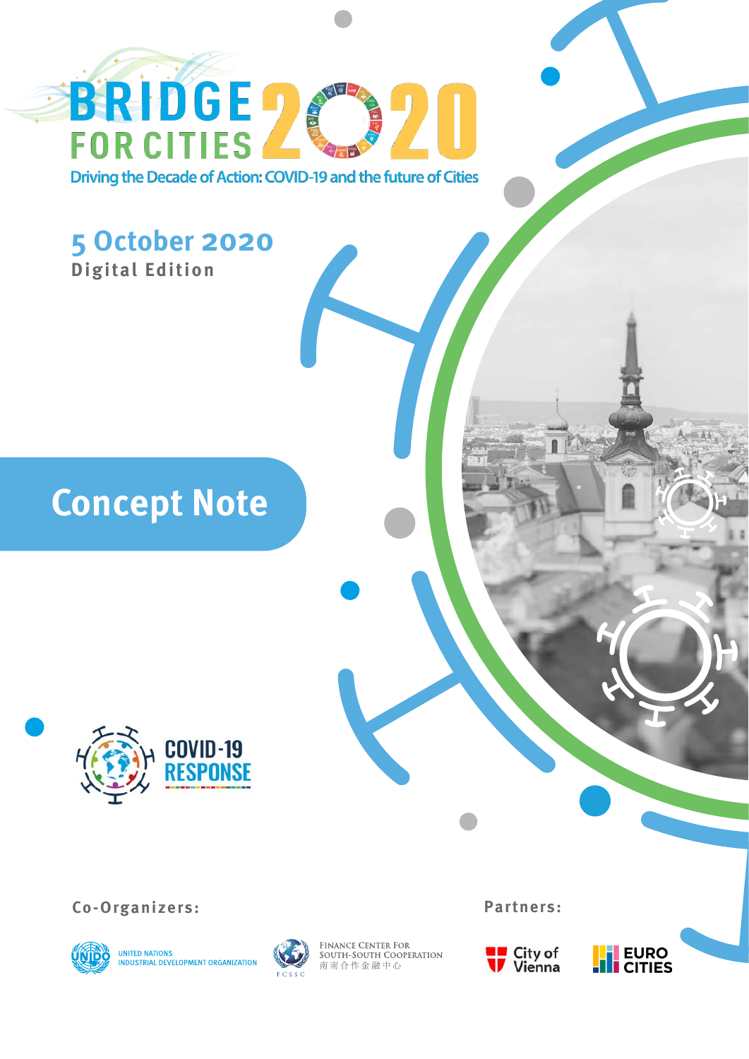# BRIDGE FOR CITIES 2020

Driving the Decade of Action: COVID-19 and the future of Cities

**5 October 2020**

**Digital Edition**

# Concept Note

COVID-19 RESPONSE

**Co-Organizers:**

UNITED NATIONS INDUSTRIAL DEVELOPMENT ORGANIZATION

FINANCE CENTER FOR SOUTH-SOUTH COOPERATION 南南合作金融中心 FCSSC

**Partners:**

City of Vienna

EUROCITIES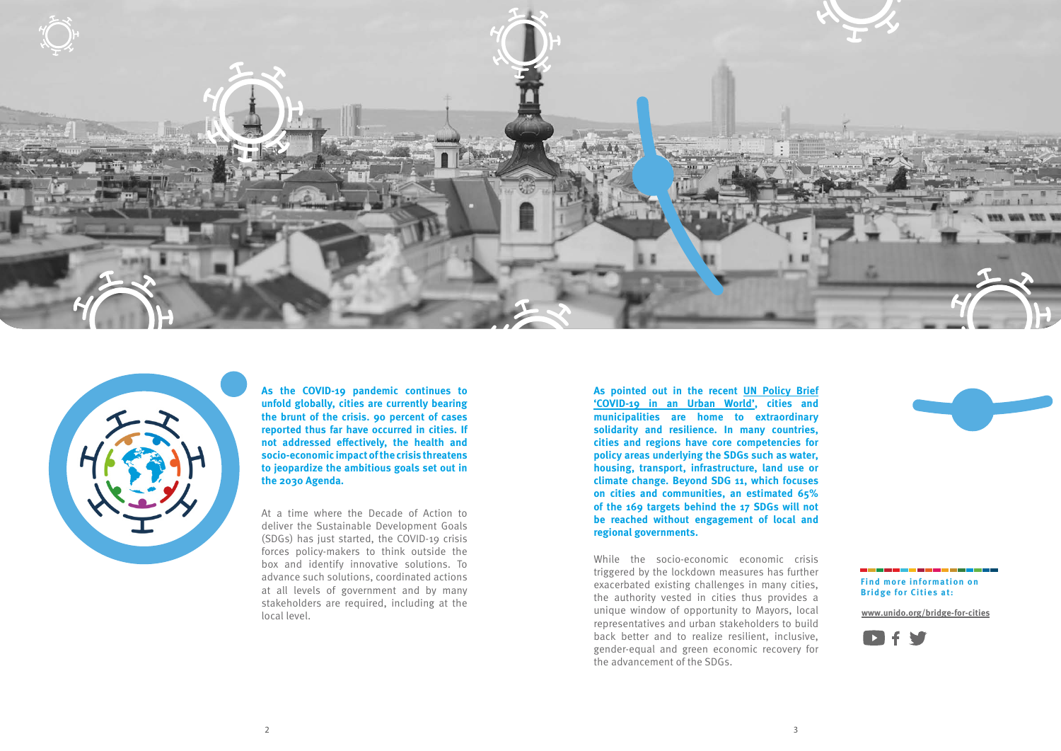**As the COVID-19 pandemic continues to unfold globally, cities are currently bearing the brunt of the crisis. 90 percent of cases reported thus far have occurred in cities. If not addressed effectively, the health and socio-economic impact of the crisis threatens to jeopardize the ambitious goals set out in the 2030 Agenda.**

At a time where the Decade of Action to deliver the Sustainable Development Goals (SDGs) has just started, the COVID-19 crisis forces policy-makers to think outside the box and identify innovative solutions. To advance such solutions, coordinated actions at all levels of government and by many stakeholders are required, including at the local level.

**As pointed out in the recent UN Policy Brief 'COVID-19 in an Urban World', cities and municipalities are home to extraordinary solidarity and resilience. In many countries, cities and regions have core competencies for policy areas underlying the SDGs such as water, housing, transport, infrastructure, land use or climate change. Beyond SDG 11, which focuses on cities and communities, an estimated 65% of the 169 targets behind the 17 SDGs will not be reached without engagement of local and regional governments.**

While the socio-economic economic crisis triggered by the lockdown measures has further exacerbated existing challenges in many cities, the authority vested in cities thus provides a unique window of opportunity to Mayors, local representatives and urban stakeholders to build back better and to realize resilient, inclusive, gender-equal and green economic recovery for the advancement of the SDGs.

**Find more information on Bridge for Cities at:**

www.unido.org/bridge-for-cities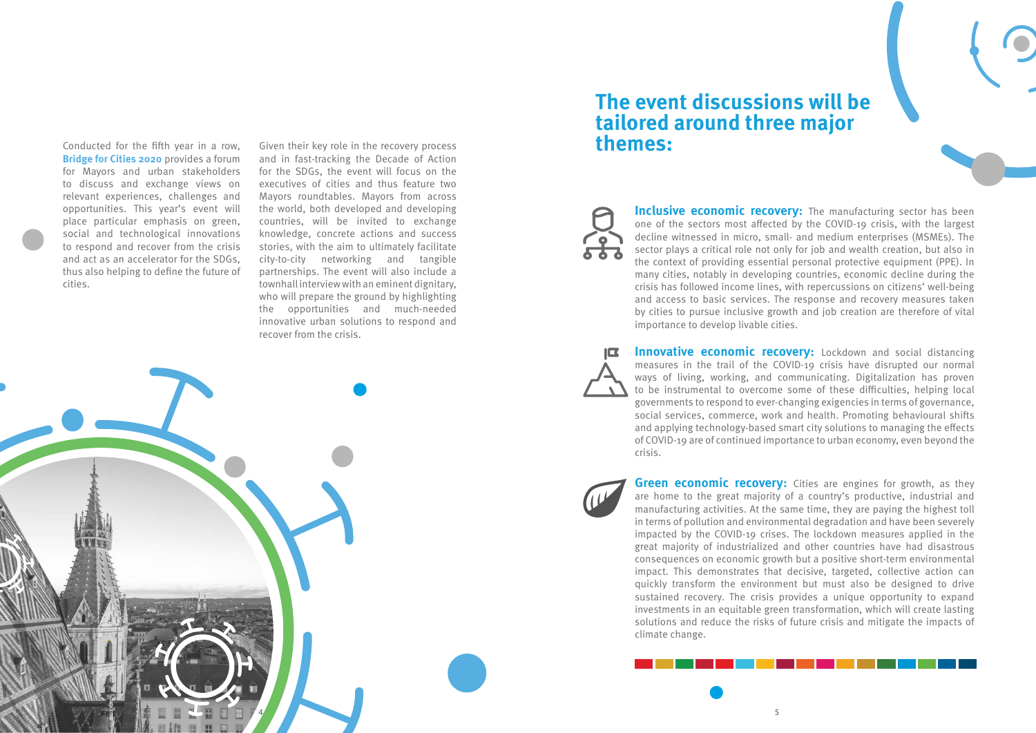Conducted for the fifth year in a row, **Bridge for Cities 2020** provides a forum for Mayors and urban stakeholders to discuss and exchange views on relevant experiences, challenges and opportunities. This year's event will place particular emphasis on green, social and technological innovations to respond and recover from the crisis and act as an accelerator for the SDGs, thus also helping to define the future of cities.

Given their key role in the recovery process and in fast-tracking the Decade of Action for the SDGs, the event will focus on the executives of cities and thus feature two Mayors roundtables. Mayors from across the world, both developed and developing countries, will be invited to exchange knowledge, concrete actions and success stories, with the aim to ultimately facilitate city-to-city networking and tangible partnerships. The event will also include a townhall interview with an eminent dignitary, who will prepare the ground by highlighting the opportunities and much-needed innovative urban solutions to respond and recover from the crisis.

## The event discussions will be tailored around three major themes:

**Inclusive economic recovery:** The manufacturing sector has been one of the sectors most affected by the COVID-19 crisis, with the largest decline witnessed in micro, small- and medium enterprises (MSMEs). The sector plays a critical role not only for job and wealth creation, but also in the context of providing essential personal protective equipment (PPE). In many cities, notably in developing countries, economic decline during the crisis has followed income lines, with repercussions on citizens' well-being and access to basic services. The response and recovery measures taken by cities to pursue inclusive growth and job creation are therefore of vital importance to develop livable cities.

**Innovative economic recovery:** Lockdown and social distancing measures in the trail of the COVID-19 crisis have disrupted our normal ways of living, working, and communicating. Digitalization has proven to be instrumental to overcome some of these difficulties, helping local governments to respond to ever-changing exigencies in terms of governance, social services, commerce, work and health. Promoting behavioural shifts and applying technology-based smart city solutions to managing the effects of COVID-19 are of continued importance to urban economy, even beyond the crisis.

**Green economic recovery:** Cities are engines for growth, as they are home to the great majority of a country's productive, industrial and manufacturing activities. At the same time, they are paying the highest toll in terms of pollution and environmental degradation and have been severely impacted by the COVID-19 crises. The lockdown measures applied in the great majority of industrialized and other countries have had disastrous consequences on economic growth but a positive short-term environmental impact. This demonstrates that decisive, targeted, collective action can quickly transform the environment but must also be designed to drive sustained recovery. The crisis provides a unique opportunity to expand investments in an equitable green transformation, which will create lasting solutions and reduce the risks of future crisis and mitigate the impacts of climate change.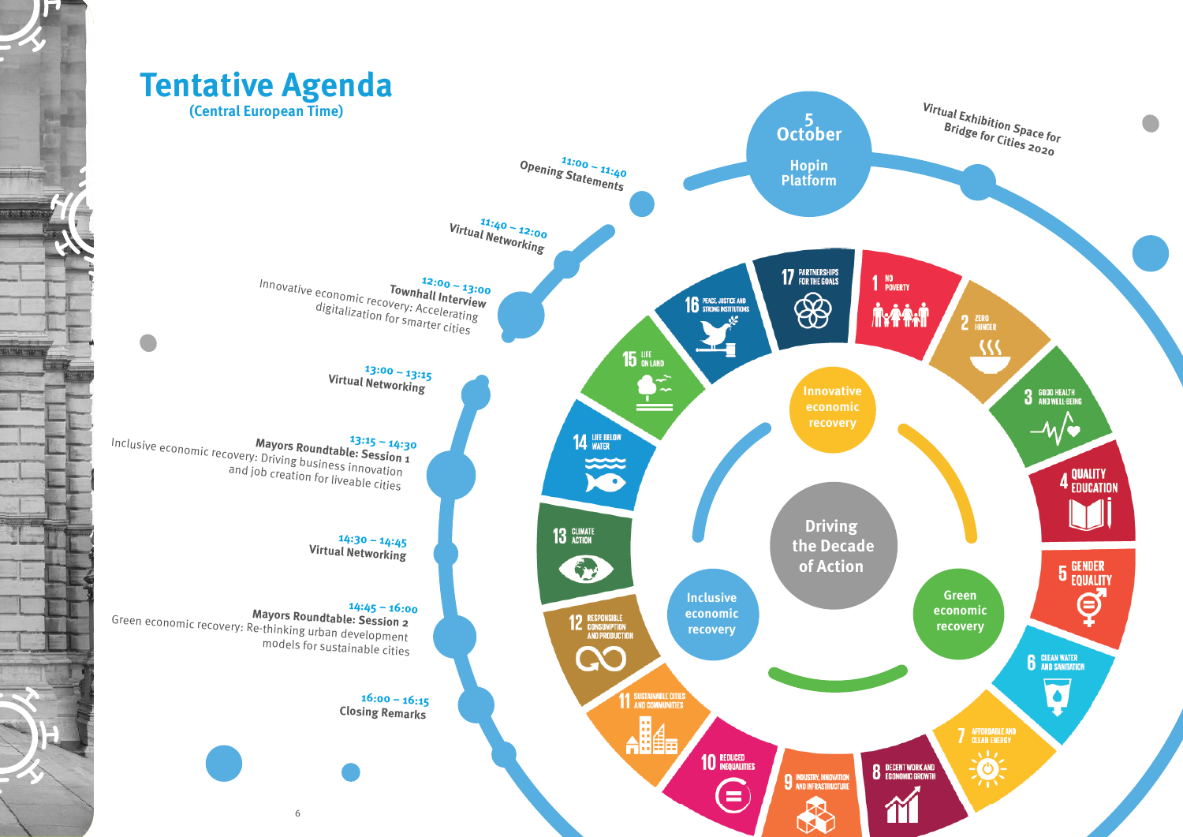# Tentative Agenda

(Central European Time)

**5 October**
**Hopin Platform**

Virtual Exhibition Space for Bridge for Cities 2020

**11:00 – 11:40**
**Opening Statements**

**11:40 – 12:00**
**Virtual Networking**

**12:00 – 13:00**
**Townhall Interview**
Innovative economic recovery: Accelerating digitalization for smarter cities

**13:00 – 13:15**
**Virtual Networking**

**13:15 – 14:30**
**Mayors Roundtable: Session 1**
Inclusive economic recovery: Driving business innovation and job creation for liveable cities

**14:30 – 14:45**
**Virtual Networking**

**14:45 – 16:00**
**Mayors Roundtable: Session 2**
Green economic recovery: Re-thinking urban development models for sustainable cities

**16:00 – 16:15**
**Closing Remarks**

Driving the Decade of Action

- Innovative economic recovery
- Inclusive economic recovery
- Green economic recovery

1 No Poverty
2 Zero Hunger
3 Good Health and Well-Being
4 Quality Education
5 Gender Equality
6 Clean Water and Sanitation
7 Affordable and Clean Energy
8 Decent Work and Economic Growth
9 Industry, Innovation and Infrastructure
10 Reduced Inequalities
11 Sustainable Cities and Communities
12 Responsible Consumption and Production
13 Climate Action
14 Life Below Water
15 Life on Land
16 Peace, Justice and Strong Institutions
17 Partnerships for the Goals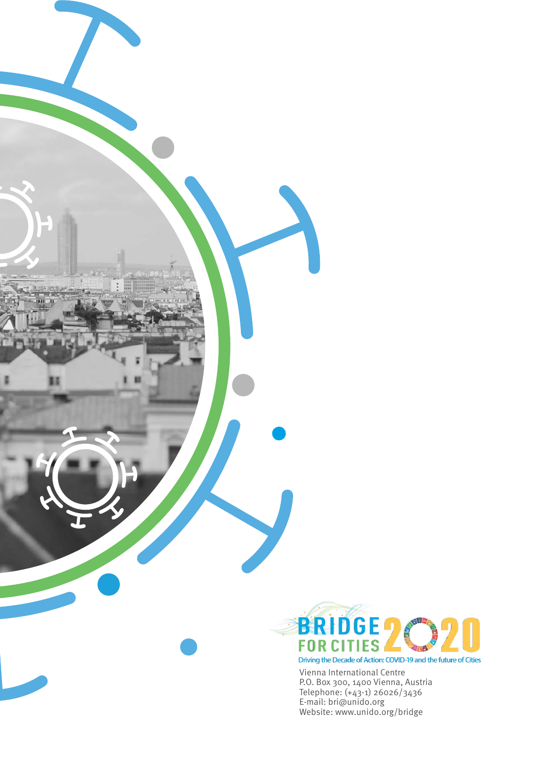BRIDGE FOR CITIES 2020

Driving the Decade of Action: COVID-19 and the future of Cities

Vienna International Centre
P.O. Box 300, 1400 Vienna, Austria
Telephone: (+43-1) 26026/3436
E-mail: bri@unido.org
Website: www.unido.org/bridge